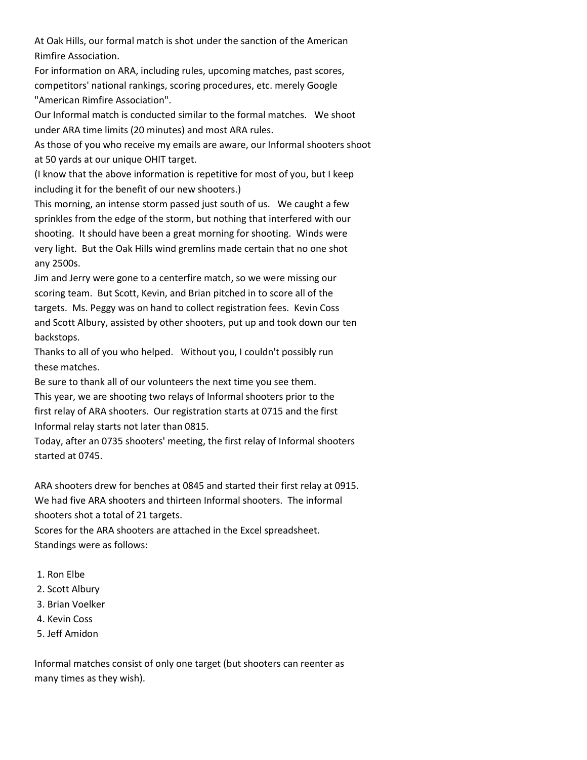At Oak Hills, our formal match is shot under the sanction of the American Rimfire Association.

For information on ARA, including rules, upcoming matches, past scores, competitors' national rankings, scoring procedures, etc. merely Google "American Rimfire Association".

Our Informal match is conducted similar to the formal matches. We shoot under ARA time limits (20 minutes) and most ARA rules.

As those of you who receive my emails are aware, our Informal shooters shoot at 50 yards at our unique OHIT target.

(I know that the above information is repetitive for most of you, but I keep including it for the benefit of our new shooters.)

This morning, an intense storm passed just south of us. We caught a few sprinkles from the edge of the storm, but nothing that interfered with our shooting. It should have been a great morning for shooting. Winds were very light. But the Oak Hills wind gremlins made certain that no one shot any 2500s.

Jim and Jerry were gone to a centerfire match, so we were missing our scoring team. But Scott, Kevin, and Brian pitched in to score all of the targets. Ms. Peggy was on hand to collect registration fees. Kevin Coss and Scott Albury, assisted by other shooters, put up and took down our ten backstops.

Thanks to all of you who helped. Without you, I couldn't possibly run these matches.

Be sure to thank all of our volunteers the next time you see them.

This year, we are shooting two relays of Informal shooters prior to the first relay of ARA shooters. Our registration starts at 0715 and the first Informal relay starts not later than 0815.

Today, after an 0735 shooters' meeting, the first relay of Informal shooters started at 0745.

ARA shooters drew for benches at 0845 and started their first relay at 0915. We had five ARA shooters and thirteen Informal shooters. The informal shooters shot a total of 21 targets.

Scores for the ARA shooters are attached in the Excel spreadsheet.

Standings were as follows:

1. Ron Elbe
2. Scott Albury
3. Brian Voelker
4. Kevin Coss
5. Jeff Amidon

Informal matches consist of only one target (but shooters can reenter as many times as they wish).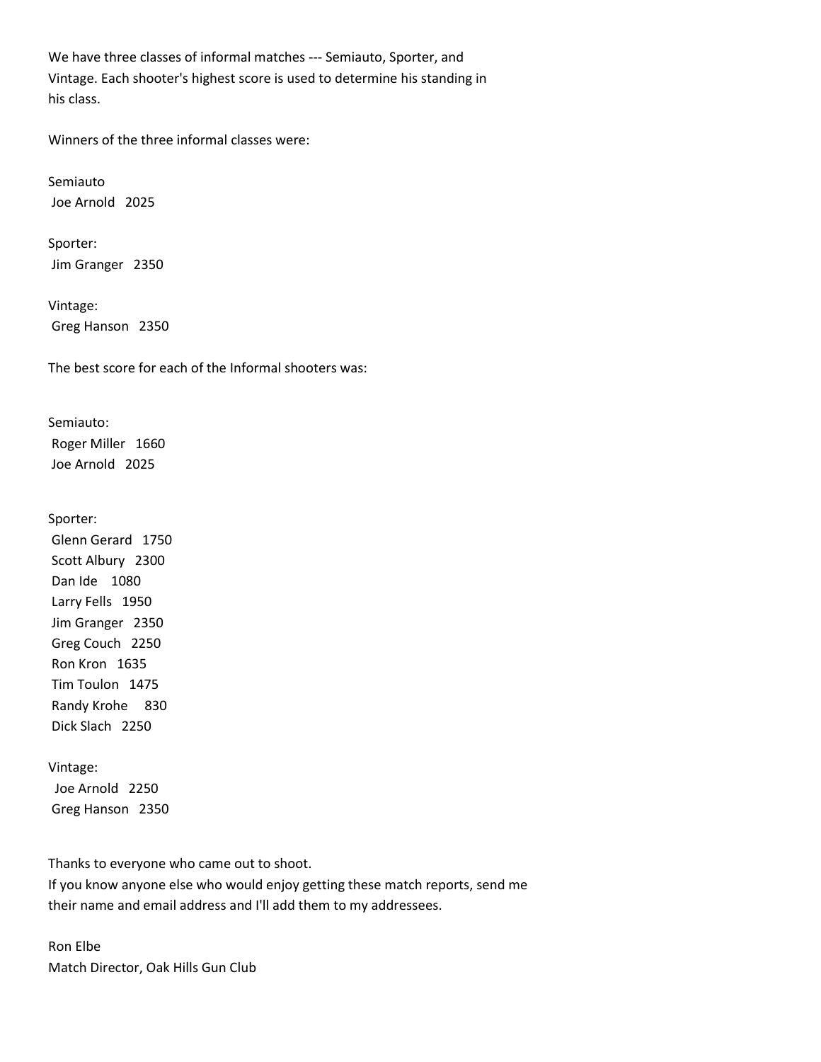We have three classes of informal matches --- Semiauto, Sporter, and Vintage. Each shooter's highest score is used to determine his standing in his class.

Winners of the three informal classes were:

Semiauto
Joe Arnold 2025

Sporter:
Jim Granger 2350

Vintage:
Greg Hanson 2350

The best score for each of the Informal shooters was:

Semiauto:
Roger Miller 1660
Joe Arnold 2025

Sporter:
Glenn Gerard 1750
Scott Albury 2300
Dan Ide 1080
Larry Fells 1950
Jim Granger 2350
Greg Couch 2250
Ron Kron 1635
Tim Toulon 1475
Randy Krohe 830
Dick Slach 2250

Vintage:
Joe Arnold 2250
Greg Hanson 2350

Thanks to everyone who came out to shoot.
If you know anyone else who would enjoy getting these match reports, send me their name and email address and I'll add them to my addressees.

Ron Elbe
Match Director, Oak Hills Gun Club